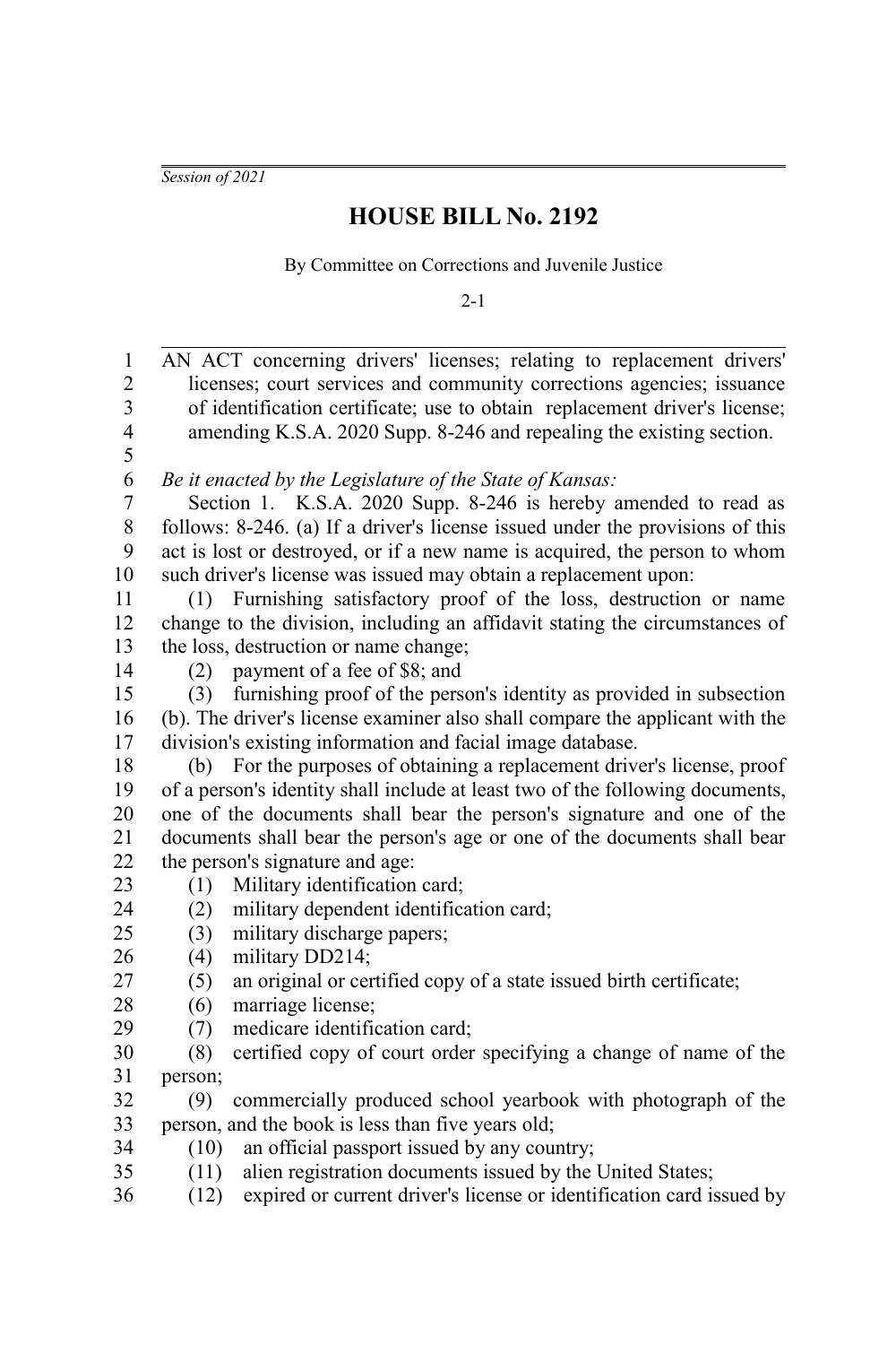*Session of 2021*

# HOUSE BILL No. 2192

By Committee on Corrections and Juvenile Justice

2-1

AN ACT concerning drivers' licenses; relating to replacement drivers' licenses; court services and community corrections agencies; issuance of identification certificate; use to obtain replacement driver's license; amending K.S.A. 2020 Supp. 8-246 and repealing the existing section.

*Be it enacted by the Legislature of the State of Kansas:*

Section 1. K.S.A. 2020 Supp. 8-246 is hereby amended to read as follows: 8-246. (a) If a driver's license issued under the provisions of this act is lost or destroyed, or if a new name is acquired, the person to whom such driver's license was issued may obtain a replacement upon:

(1) Furnishing satisfactory proof of the loss, destruction or name change to the division, including an affidavit stating the circumstances of the loss, destruction or name change;

(2) payment of a fee of $8; and

(3) furnishing proof of the person's identity as provided in subsection (b). The driver's license examiner also shall compare the applicant with the division's existing information and facial image database.

(b) For the purposes of obtaining a replacement driver's license, proof of a person's identity shall include at least two of the following documents, one of the documents shall bear the person's signature and one of the documents shall bear the person's age or one of the documents shall bear the person's signature and age:

(1) Military identification card;

(2) military dependent identification card;

(3) military discharge papers;

(4) military DD214;

(5) an original or certified copy of a state issued birth certificate;

(6) marriage license;

(7) medicare identification card;

(8) certified copy of court order specifying a change of name of the person;

(9) commercially produced school yearbook with photograph of the person, and the book is less than five years old;

(10) an official passport issued by any country;

(11) alien registration documents issued by the United States;

(12) expired or current driver's license or identification card issued by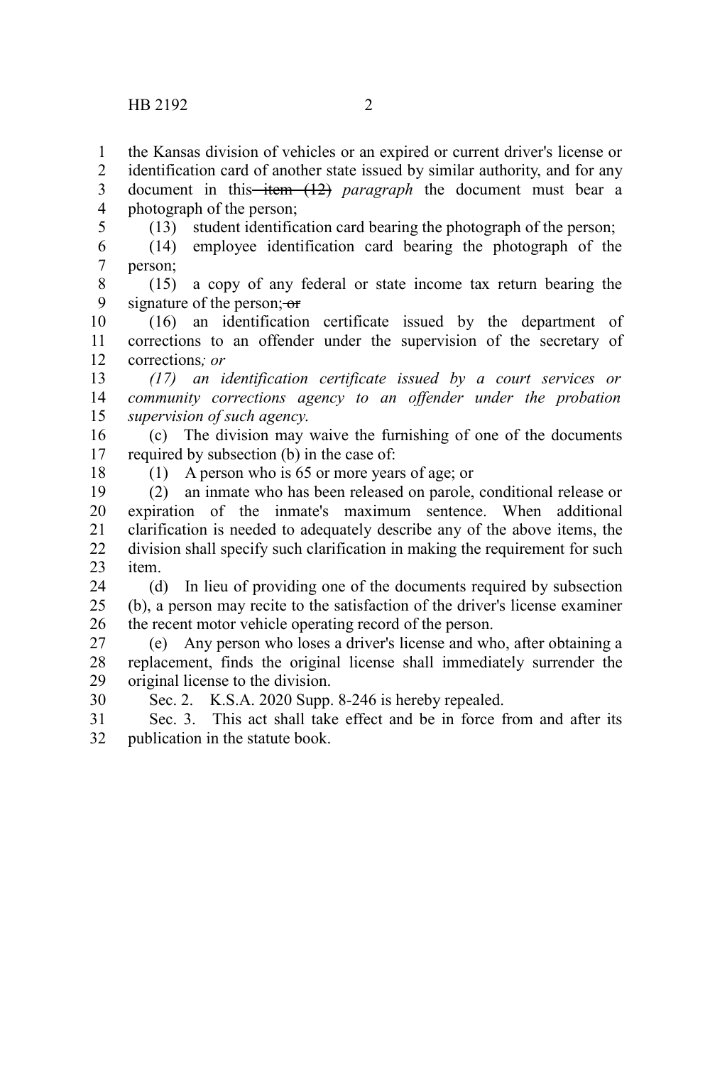the Kansas division of vehicles or an expired or current driver's license or identification card of another state issued by similar authority, and for any document in this ~~item (12)~~ *paragraph* the document must bear a photograph of the person;

(13) student identification card bearing the photograph of the person;

(14) employee identification card bearing the photograph of the person;

(15) a copy of any federal or state income tax return bearing the signature of the person; ~~or~~

(16) an identification certificate issued by the department of corrections to an offender under the supervision of the secretary of corrections*; or*

*(17) an identification certificate issued by a court services or community corrections agency to an offender under the probation supervision of such agency.*

(c) The division may waive the furnishing of one of the documents required by subsection (b) in the case of:

(1) A person who is 65 or more years of age; or

(2) an inmate who has been released on parole, conditional release or expiration of the inmate's maximum sentence. When additional clarification is needed to adequately describe any of the above items, the division shall specify such clarification in making the requirement for such item.

(d) In lieu of providing one of the documents required by subsection (b), a person may recite to the satisfaction of the driver's license examiner the recent motor vehicle operating record of the person.

(e) Any person who loses a driver's license and who, after obtaining a replacement, finds the original license shall immediately surrender the original license to the division.

Sec. 2. K.S.A. 2020 Supp. 8-246 is hereby repealed.

Sec. 3. This act shall take effect and be in force from and after its publication in the statute book.